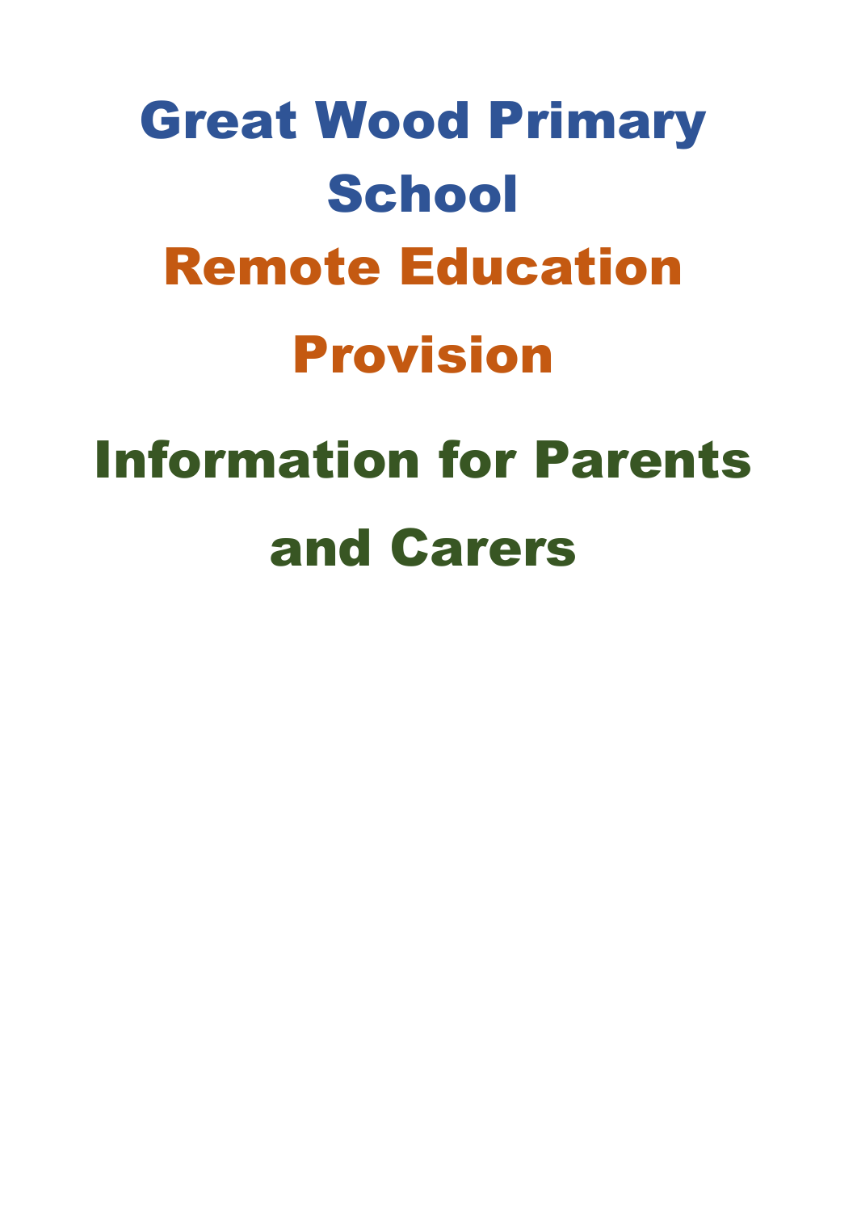# Great Wood Primary School

# Remote Education Provision

# Information for Parents and Carers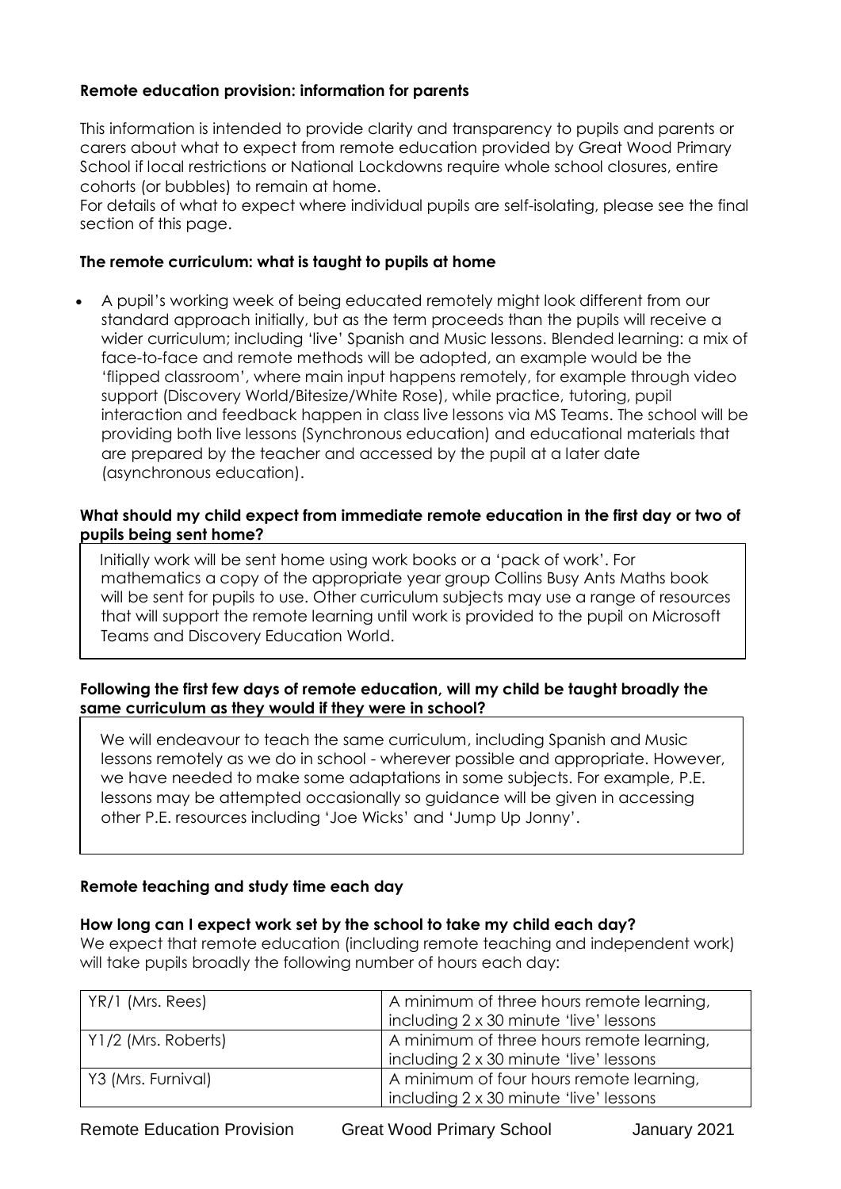**Remote education provision: information for parents**

This information is intended to provide clarity and transparency to pupils and parents or carers about what to expect from remote education provided by Great Wood Primary School if local restrictions or National Lockdowns require whole school closures, entire cohorts (or bubbles) to remain at home.

For details of what to expect where individual pupils are self-isolating, please see the final section of this page.

**The remote curriculum: what is taught to pupils at home**

- A pupil's working week of being educated remotely might look different from our standard approach initially, but as the term proceeds than the pupils will receive a wider curriculum; including 'live' Spanish and Music lessons. Blended learning: a mix of face-to-face and remote methods will be adopted, an example would be the 'flipped classroom', where main input happens remotely, for example through video support (Discovery World/Bitesize/White Rose), while practice, tutoring, pupil interaction and feedback happen in class live lessons via MS Teams. The school will be providing both live lessons (Synchronous education) and educational materials that are prepared by the teacher and accessed by the pupil at a later date (asynchronous education).

**What should my child expect from immediate remote education in the first day or two of pupils being sent home?**

Initially work will be sent home using work books or a 'pack of work'. For mathematics a copy of the appropriate year group Collins Busy Ants Maths book will be sent for pupils to use. Other curriculum subjects may use a range of resources that will support the remote learning until work is provided to the pupil on Microsoft Teams and Discovery Education World.

**Following the first few days of remote education, will my child be taught broadly the same curriculum as they would if they were in school?**

We will endeavour to teach the same curriculum, including Spanish and Music lessons remotely as we do in school - wherever possible and appropriate. However, we have needed to make some adaptations in some subjects. For example, P.E. lessons may be attempted occasionally so guidance will be given in accessing other P.E. resources including 'Joe Wicks' and 'Jump Up Jonny'.

**Remote teaching and study time each day**

**How long can I expect work set by the school to take my child each day?**

We expect that remote education (including remote teaching and independent work) will take pupils broadly the following number of hours each day:

| | |
|---|---|
| YR/1 (Mrs. Rees) | A minimum of three hours remote learning, including 2 x 30 minute 'live' lessons |
| Y1/2 (Mrs. Roberts) | A minimum of three hours remote learning, including 2 x 30 minute 'live' lessons |
| Y3 (Mrs. Furnival) | A minimum of four hours remote learning, including 2 x 30 minute 'live' lessons |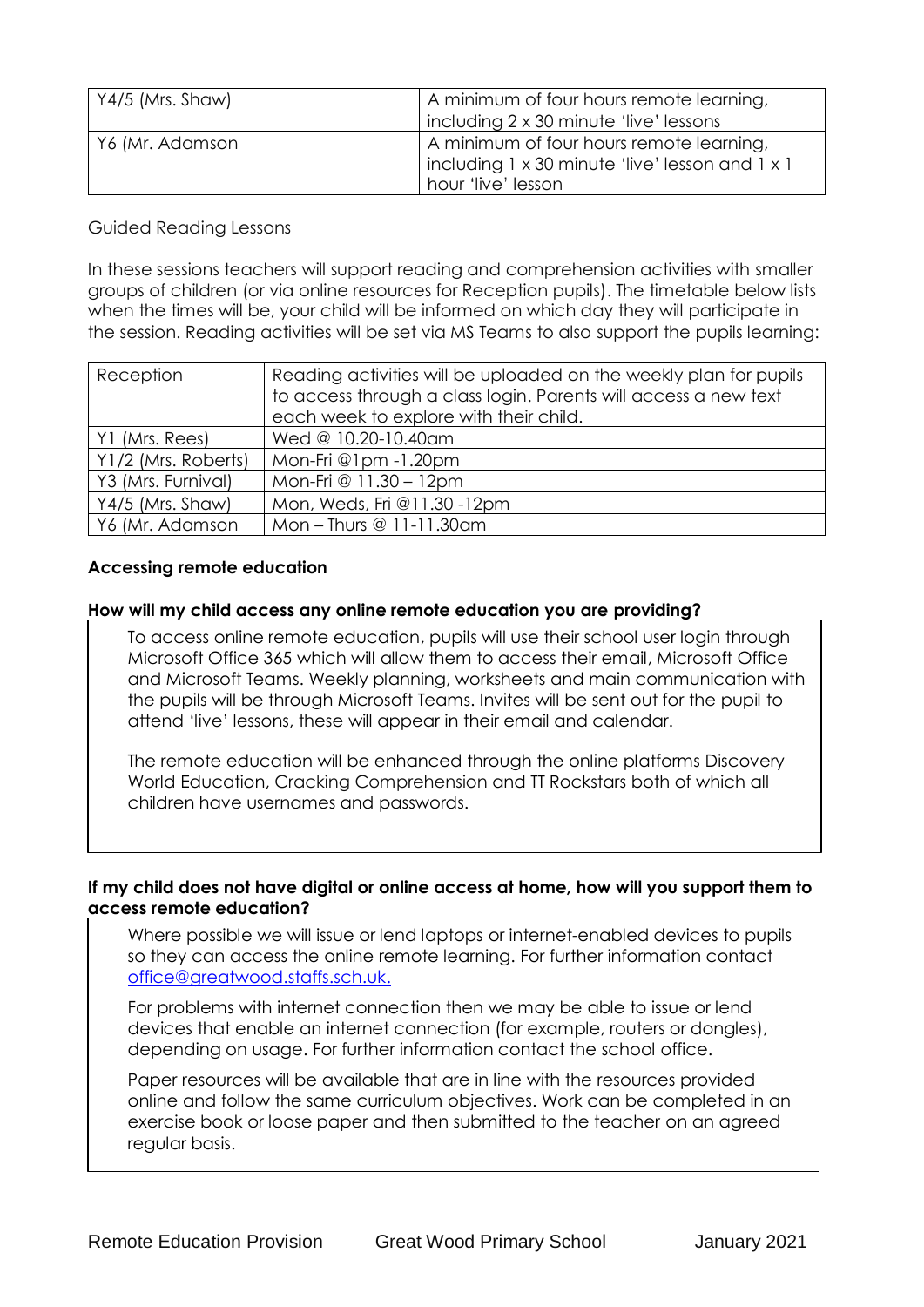| Y4/5 (Mrs. Shaw) | A minimum of four hours remote learning, including 2 x 30 minute 'live' lessons |
|---|---|
| Y6 (Mr. Adamson | A minimum of four hours remote learning, including 1 x 30 minute 'live' lesson and 1 x 1 hour 'live' lesson |

Guided Reading Lessons

In these sessions teachers will support reading and comprehension activities with smaller groups of children (or via online resources for Reception pupils). The timetable below lists when the times will be, your child will be informed on which day they will participate in the session. Reading activities will be set via MS Teams to also support the pupils learning:

| Reception | Reading activities will be uploaded on the weekly plan for pupils to access through a class login. Parents will access a new text each week to explore with their child. |
|---|---|
| Y1 (Mrs. Rees) | Wed @ 10.20-10.40am |
| Y1/2 (Mrs. Roberts) | Mon-Fri @1pm -1.20pm |
| Y3 (Mrs. Furnival) | Mon-Fri @ 11.30 – 12pm |
| Y4/5 (Mrs. Shaw) | Mon, Weds, Fri @11.30 -12pm |
| Y6 (Mr. Adamson | Mon – Thurs @ 11-11.30am |

### Accessing remote education

**How will my child access any online remote education you are providing?**

To access online remote education, pupils will use their school user login through Microsoft Office 365 which will allow them to access their email, Microsoft Office and Microsoft Teams. Weekly planning, worksheets and main communication with the pupils will be through Microsoft Teams. Invites will be sent out for the pupil to attend 'live' lessons, these will appear in their email and calendar.

The remote education will be enhanced through the online platforms Discovery World Education, Cracking Comprehension and TT Rockstars both of which all children have usernames and passwords.

**If my child does not have digital or online access at home, how will you support them to access remote education?**

Where possible we will issue or lend laptops or internet-enabled devices to pupils so they can access the online remote learning. For further information contact office@greatwood.staffs.sch.uk.

For problems with internet connection then we may be able to issue or lend devices that enable an internet connection (for example, routers or dongles), depending on usage. For further information contact the school office.

Paper resources will be available that are in line with the resources provided online and follow the same curriculum objectives. Work can be completed in an exercise book or loose paper and then submitted to the teacher on an agreed regular basis.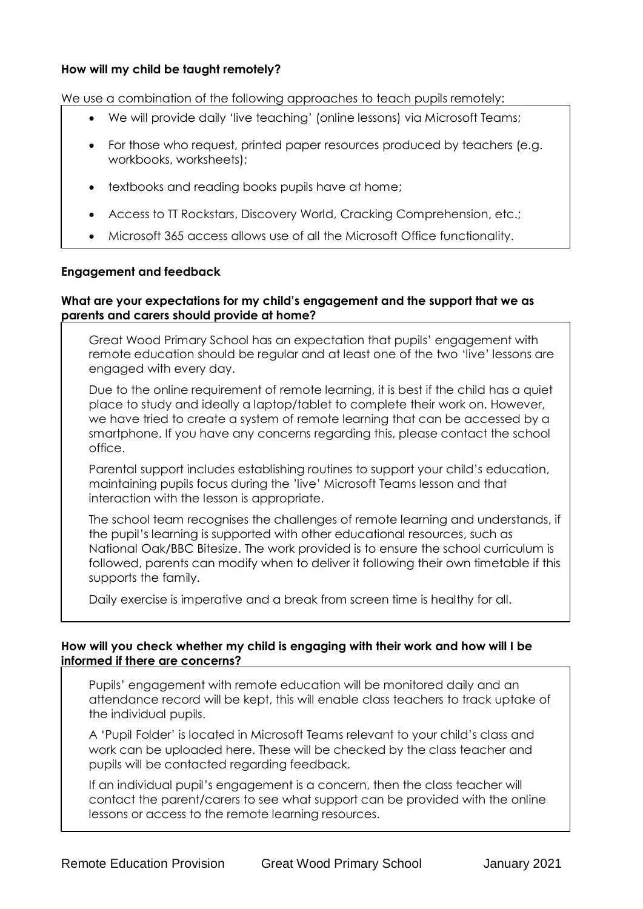**How will my child be taught remotely?**

We use a combination of the following approaches to teach pupils remotely:

- We will provide daily 'live teaching' (online lessons) via Microsoft Teams;
- For those who request, printed paper resources produced by teachers (e.g. workbooks, worksheets);
- textbooks and reading books pupils have at home;
- Access to TT Rockstars, Discovery World, Cracking Comprehension, etc.;
- Microsoft 365 access allows use of all the Microsoft Office functionality.

**Engagement and feedback**

**What are your expectations for my child's engagement and the support that we as parents and carers should provide at home?**

Great Wood Primary School has an expectation that pupils' engagement with remote education should be regular and at least one of the two 'live' lessons are engaged with every day.

Due to the online requirement of remote learning, it is best if the child has a quiet place to study and ideally a laptop/tablet to complete their work on. However, we have tried to create a system of remote learning that can be accessed by a smartphone. If you have any concerns regarding this, please contact the school office.

Parental support includes establishing routines to support your child's education, maintaining pupils focus during the 'live' Microsoft Teams lesson and that interaction with the lesson is appropriate.

The school team recognises the challenges of remote learning and understands, if the pupil's learning is supported with other educational resources, such as National Oak/BBC Bitesize. The work provided is to ensure the school curriculum is followed, parents can modify when to deliver it following their own timetable if this supports the family.

Daily exercise is imperative and a break from screen time is healthy for all.

**How will you check whether my child is engaging with their work and how will I be informed if there are concerns?**

Pupils' engagement with remote education will be monitored daily and an attendance record will be kept, this will enable class teachers to track uptake of the individual pupils.

A 'Pupil Folder' is located in Microsoft Teams relevant to your child's class and work can be uploaded here. These will be checked by the class teacher and pupils will be contacted regarding feedback.

If an individual pupil's engagement is a concern, then the class teacher will contact the parent/carers to see what support can be provided with the online lessons or access to the remote learning resources.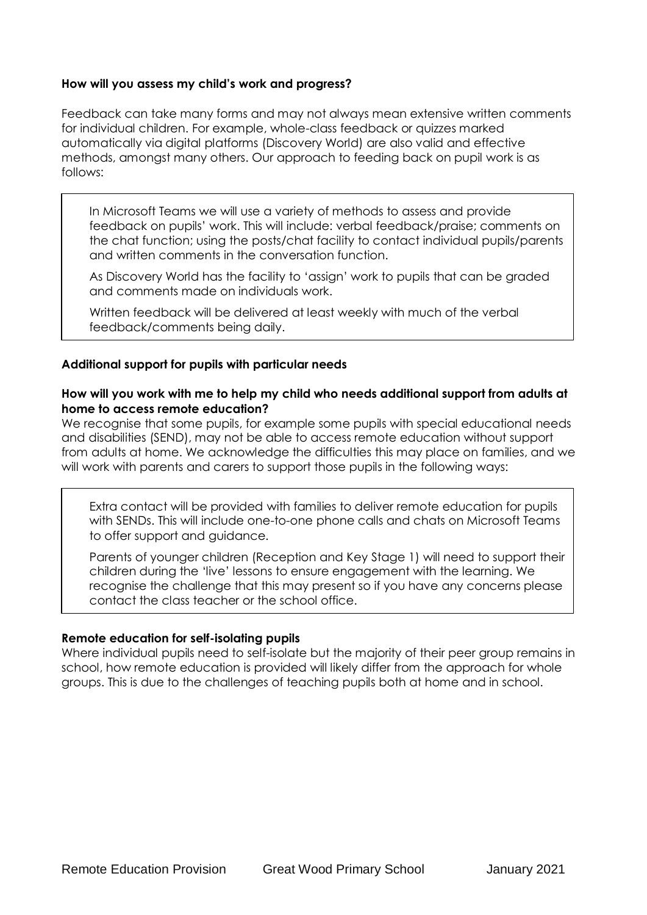**How will you assess my child's work and progress?**

Feedback can take many forms and may not always mean extensive written comments for individual children. For example, whole-class feedback or quizzes marked automatically via digital platforms (Discovery World) are also valid and effective methods, amongst many others. Our approach to feeding back on pupil work is as follows:

> In Microsoft Teams we will use a variety of methods to assess and provide feedback on pupils' work. This will include: verbal feedback/praise; comments on the chat function; using the posts/chat facility to contact individual pupils/parents and written comments in the conversation function.
>
> As Discovery World has the facility to 'assign' work to pupils that can be graded and comments made on individuals work.
>
> Written feedback will be delivered at least weekly with much of the verbal feedback/comments being daily.

**Additional support for pupils with particular needs**

**How will you work with me to help my child who needs additional support from adults at home to access remote education?**

We recognise that some pupils, for example some pupils with special educational needs and disabilities (SEND), may not be able to access remote education without support from adults at home. We acknowledge the difficulties this may place on families, and we will work with parents and carers to support those pupils in the following ways:

> Extra contact will be provided with families to deliver remote education for pupils with SENDs. This will include one-to-one phone calls and chats on Microsoft Teams to offer support and guidance.
>
> Parents of younger children (Reception and Key Stage 1) will need to support their children during the 'live' lessons to ensure engagement with the learning. We recognise the challenge that this may present so if you have any concerns please contact the class teacher or the school office.

**Remote education for self-isolating pupils**

Where individual pupils need to self-isolate but the majority of their peer group remains in school, how remote education is provided will likely differ from the approach for whole groups. This is due to the challenges of teaching pupils both at home and in school.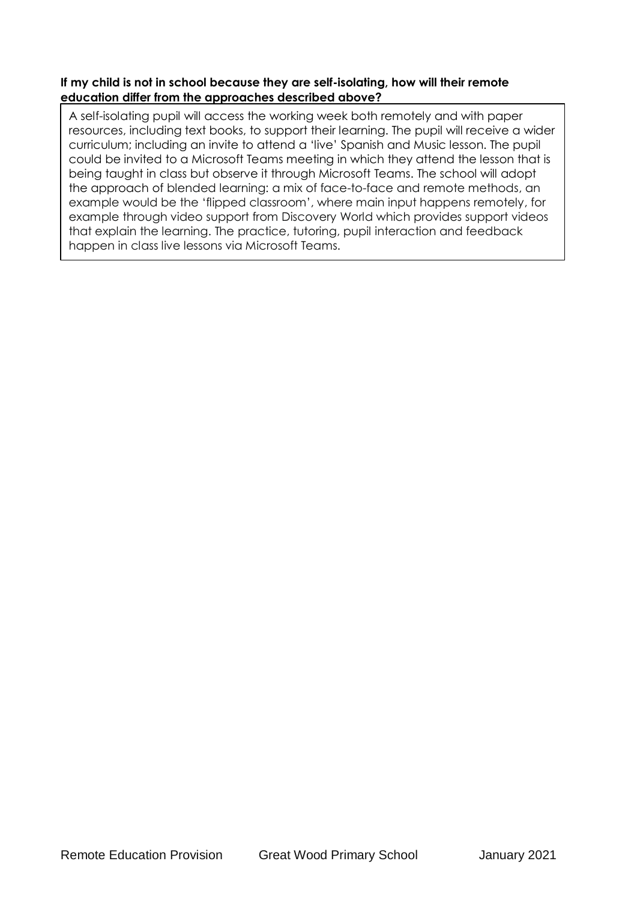**If my child is not in school because they are self-isolating, how will their remote education differ from the approaches described above?**

A self-isolating pupil will access the working week both remotely and with paper resources, including text books, to support their learning. The pupil will receive a wider curriculum; including an invite to attend a 'live' Spanish and Music lesson. The pupil could be invited to a Microsoft Teams meeting in which they attend the lesson that is being taught in class but observe it through Microsoft Teams. The school will adopt the approach of blended learning: a mix of face-to-face and remote methods, an example would be the 'flipped classroom', where main input happens remotely, for example through video support from Discovery World which provides support videos that explain the learning. The practice, tutoring, pupil interaction and feedback happen in class live lessons via Microsoft Teams.